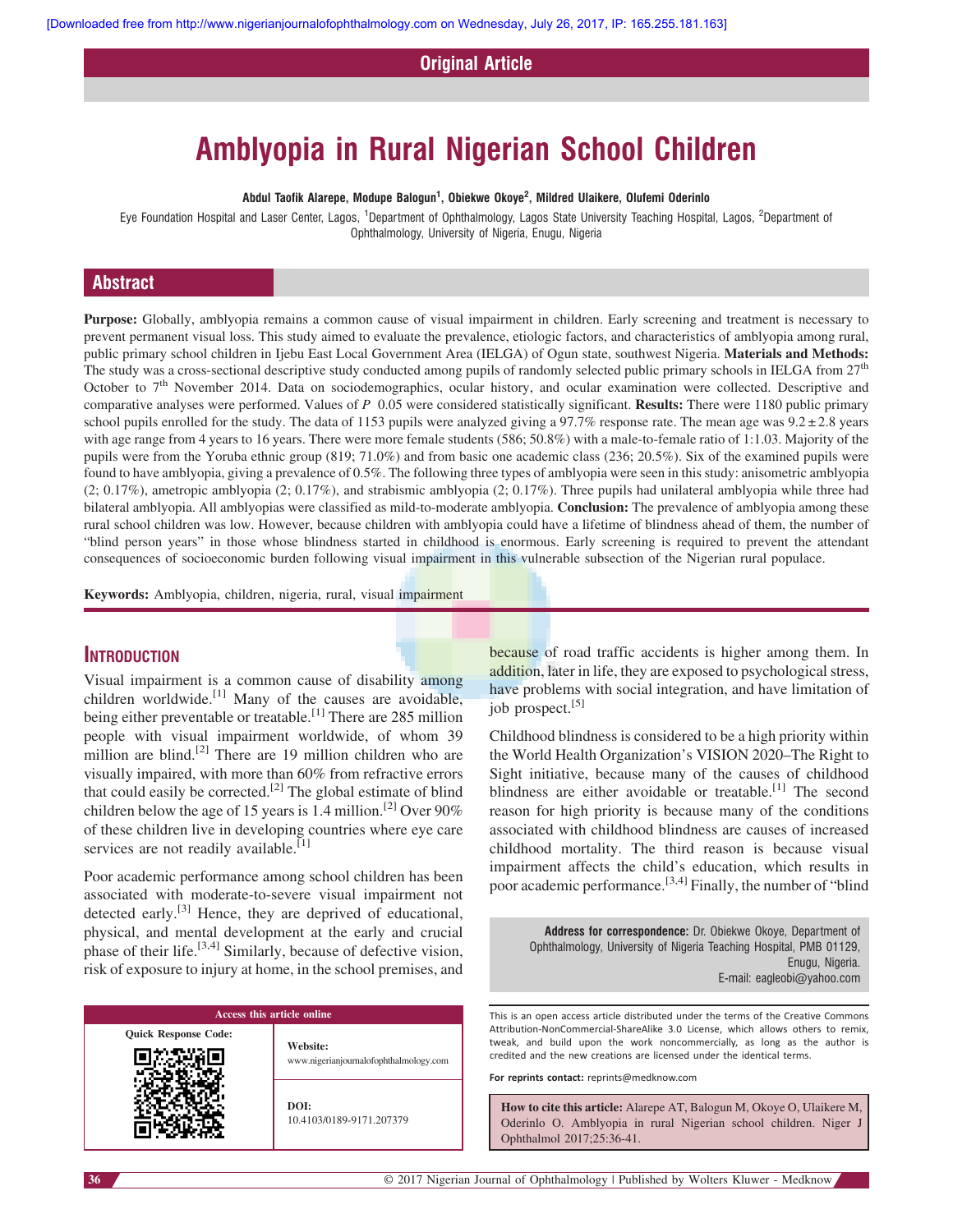Original Article

# Amblyopia in Rural Nigerian School Children

**Abdul Taofik Alarepe, Modupe Balogun[1], Obiekwe Okoye[2], Mildred Ulaikere, Olufemi Oderinlo**

Eye Foundation Hospital and Laser Center, Lagos, [1]Department of Ophthalmology, Lagos State University Teaching Hospital, Lagos, [2]Department of Ophthalmology, University of Nigeria, Enugu, Nigeria

## Abstract

**Purpose:** Globally, amblyopia remains a common cause of visual impairment in children. Early screening and treatment is necessary to prevent permanent visual loss. This study aimed to evaluate the prevalence, etiologic factors, and characteristics of amblyopia among rural, public primary school children in Ijebu East Local Government Area (IELGA) of Ogun state, southwest Nigeria. **Materials and Methods:** The study was a cross-sectional descriptive study conducted among pupils of randomly selected public primary schools in IELGA from 27th October to 7th November 2014. Data on sociodemographics, ocular history, and ocular examination were collected. Descriptive and comparative analyses were performed. Values of $P$ 0.05 were considered statistically significant. **Results:** There were 1180 public primary school pupils enrolled for the study. The data of 1153 pupils were analyzed giving a 97.7% response rate. The mean age was $9.2 \pm 2.8$ years with age range from 4 years to 16 years. There were more female students (586; 50.8%) with a male-to-female ratio of 1:1.03. Majority of the pupils were from the Yoruba ethnic group (819; 71.0%) and from basic one academic class (236; 20.5%). Six of the examined pupils were found to have amblyopia, giving a prevalence of 0.5%. The following three types of amblyopia were seen in this study: anisometric amblyopia (2; 0.17%), ametropic amblyopia (2; 0.17%), and strabismic amblyopia (2; 0.17%). Three pupils had unilateral amblyopia while three had bilateral amblyopia. All amblyopias were classified as mild-to-moderate amblyopia. **Conclusion:** The prevalence of amblyopia among these rural school children was low. However, because children with amblyopia could have a lifetime of blindness ahead of them, the number of "blind person years" in those whose blindness started in childhood is enormous. Early screening is required to prevent the attendant consequences of socioeconomic burden following visual impairment in this vulnerable subsection of the Nigerian rural populace.

**Keywords:** Amblyopia, children, nigeria, rural, visual impairment

## Introduction

Visual impairment is a common cause of disability among children worldwide.[1] Many of the causes are avoidable, being either preventable or treatable.[1] There are 285 million people with visual impairment worldwide, of whom 39 million are blind.[2] There are 19 million children who are visually impaired, with more than 60% from refractive errors that could easily be corrected.[2] The global estimate of blind children below the age of 15 years is 1.4 million.[2] Over 90% of these children live in developing countries where eye care services are not readily available.[1]

Poor academic performance among school children has been associated with moderate-to-severe visual impairment not detected early.[3] Hence, they are deprived of educational, physical, and mental development at the early and crucial phase of their life.[3,4] Similarly, because of defective vision, risk of exposure to injury at home, in the school premises, and because of road traffic accidents is higher among them. In addition, later in life, they are exposed to psychological stress, have problems with social integration, and have limitation of job prospect.[5]

Childhood blindness is considered to be a high priority within the World Health Organization's VISION 2020–The Right to Sight initiative, because many of the causes of childhood blindness are either avoidable or treatable.[1] The second reason for high priority is because many of the conditions associated with childhood blindness are causes of increased childhood mortality. The third reason is because visual impairment affects the child's education, which results in poor academic performance.[3,4] Finally, the number of "blind

**Address for correspondence:** Dr. Obiekwe Okoye, Department of Ophthalmology, University of Nigeria Teaching Hospital, PMB 01129, Enugu, Nigeria.
E-mail: eagleobi@yahoo.com

| Access this article online | |
|---|---|
| Quick Response Code: | **Website:** www.nigerianjournalofophthalmology.com |
| | **DOI:** 10.4103/0189-9171.207379 |

This is an open access article distributed under the terms of the Creative Commons Attribution-NonCommercial-ShareAlike 3.0 License, which allows others to remix, tweak, and build upon the work noncommercially, as long as the author is credited and the new creations are licensed under the identical terms.

**For reprints contact:** reprints@medknow.com

**How to cite this article:** Alarepe AT, Balogun M, Okoye O, Ulaikere M, Oderinlo O. Amblyopia in rural Nigerian school children. Niger J Ophthalmol 2017;25:36-41.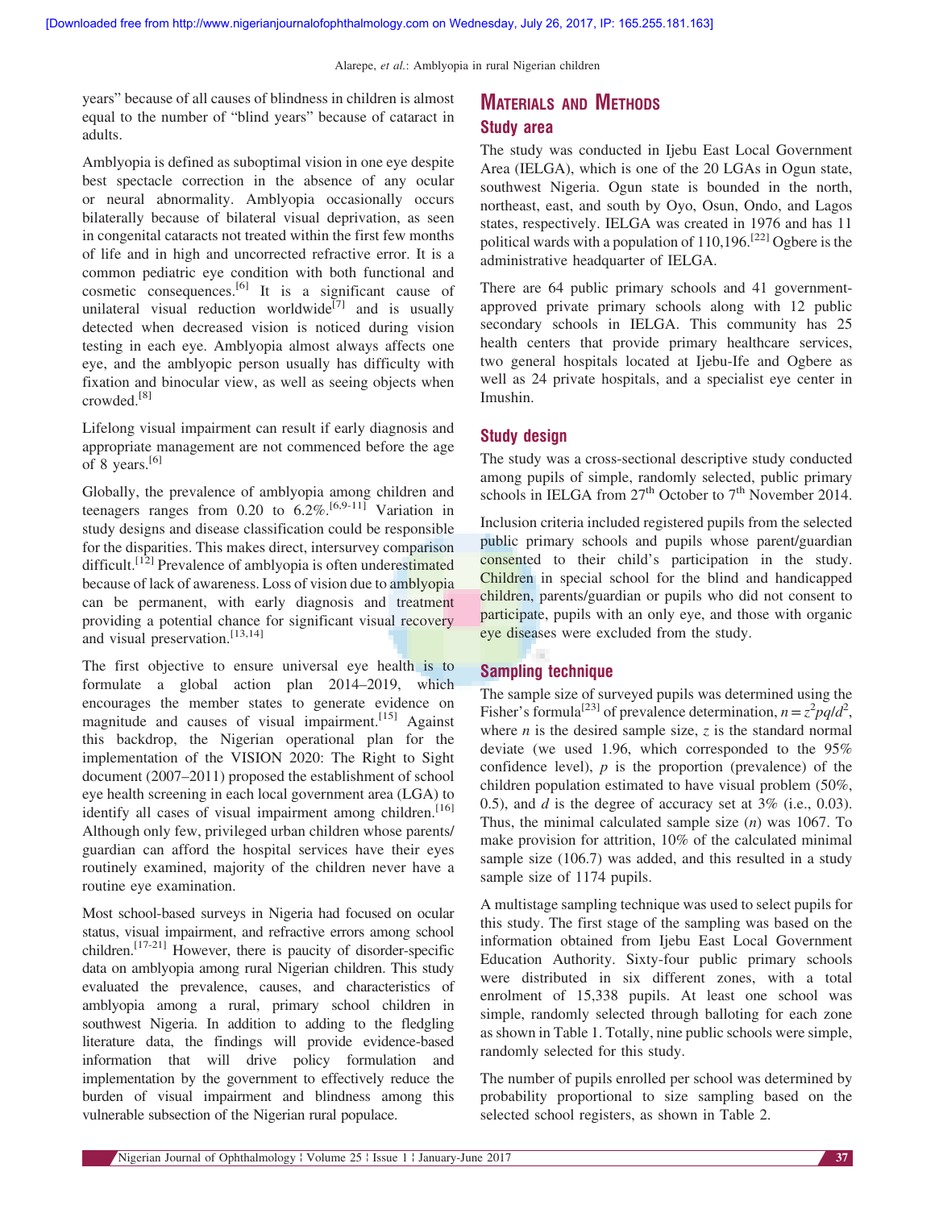years" because of all causes of blindness in children is almost equal to the number of "blind years" because of cataract in adults.

Amblyopia is defined as suboptimal vision in one eye despite best spectacle correction in the absence of any ocular or neural abnormality. Amblyopia occasionally occurs bilaterally because of bilateral visual deprivation, as seen in congenital cataracts not treated within the first few months of life and in high and uncorrected refractive error. It is a common pediatric eye condition with both functional and cosmetic consequences.[6] It is a significant cause of unilateral visual reduction worldwide[7] and is usually detected when decreased vision is noticed during vision testing in each eye. Amblyopia almost always affects one eye, and the amblyopic person usually has difficulty with fixation and binocular view, as well as seeing objects when crowded.[8]

Lifelong visual impairment can result if early diagnosis and appropriate management are not commenced before the age of 8 years.[6]

Globally, the prevalence of amblyopia among children and teenagers ranges from 0.20 to 6.2%.[6,9-11] Variation in study designs and disease classification could be responsible for the disparities. This makes direct, intersurvey comparison difficult.[12] Prevalence of amblyopia is often underestimated because of lack of awareness. Loss of vision due to amblyopia can be permanent, with early diagnosis and treatment providing a potential chance for significant visual recovery and visual preservation.[13,14]

The first objective to ensure universal eye health is to formulate a global action plan 2014–2019, which encourages the member states to generate evidence on magnitude and causes of visual impairment.[15] Against this backdrop, the Nigerian operational plan for the implementation of the VISION 2020: The Right to Sight document (2007–2011) proposed the establishment of school eye health screening in each local government area (LGA) to identify all cases of visual impairment among children.[16] Although only few, privileged urban children whose parents/guardian can afford the hospital services have their eyes routinely examined, majority of the children never have a routine eye examination.

Most school-based surveys in Nigeria had focused on ocular status, visual impairment, and refractive errors among school children.[17-21] However, there is paucity of disorder-specific data on amblyopia among rural Nigerian children. This study evaluated the prevalence, causes, and characteristics of amblyopia among a rural, primary school children in southwest Nigeria. In addition to adding to the fledgling literature data, the findings will provide evidence-based information that will drive policy formulation and implementation by the government to effectively reduce the burden of visual impairment and blindness among this vulnerable subsection of the Nigerian rural populace.

# Materials and Methods

## Study area

The study was conducted in Ijebu East Local Government Area (IELGA), which is one of the 20 LGAs in Ogun state, southwest Nigeria. Ogun state is bounded in the north, northeast, east, and south by Oyo, Osun, Ondo, and Lagos states, respectively. IELGA was created in 1976 and has 11 political wards with a population of 110,196.[22] Ogbere is the administrative headquarter of IELGA.

There are 64 public primary schools and 41 government-approved private primary schools along with 12 public secondary schools in IELGA. This community has 25 health centers that provide primary healthcare services, two general hospitals located at Ijebu-Ife and Ogbere as well as 24 private hospitals, and a specialist eye center in Imushin.

## Study design

The study was a cross-sectional descriptive study conducted among pupils of simple, randomly selected, public primary schools in IELGA from 27th October to 7th November 2014.

Inclusion criteria included registered pupils from the selected public primary schools and pupils whose parent/guardian consented to their child's participation in the study. Children in special school for the blind and handicapped children, parents/guardian or pupils who did not consent to participate, pupils with an only eye, and those with organic eye diseases were excluded from the study.

## Sampling technique

The sample size of surveyed pupils was determined using the Fisher's formula[23] of prevalence determination, $n = z^2pq/d^2$, where $n$ is the desired sample size, $z$ is the standard normal deviate (we used 1.96, which corresponded to the 95% confidence level), $p$ is the proportion (prevalence) of the children population estimated to have visual problem (50%, 0.5), and $d$ is the degree of accuracy set at 3% (i.e., 0.03). Thus, the minimal calculated sample size ($n$) was 1067. To make provision for attrition, 10% of the calculated minimal sample size (106.7) was added, and this resulted in a study sample size of 1174 pupils.

A multistage sampling technique was used to select pupils for this study. The first stage of the sampling was based on the information obtained from Ijebu East Local Government Education Authority. Sixty-four public primary schools were distributed in six different zones, with a total enrolment of 15,338 pupils. At least one school was simple, randomly selected through balloting for each zone as shown in Table 1. Totally, nine public schools were simple, randomly selected for this study.

The number of pupils enrolled per school was determined by probability proportional to size sampling based on the selected school registers, as shown in Table 2.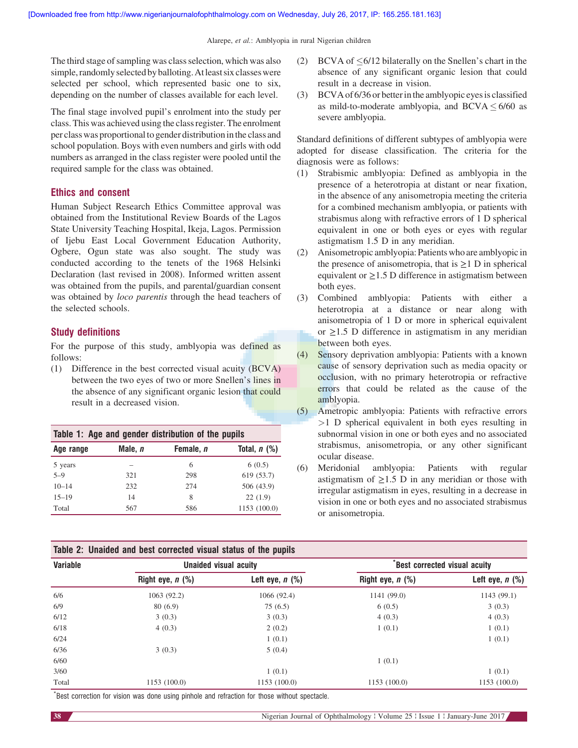The third stage of sampling was class selection, which was also simple, randomly selected by balloting. At least six classes were selected per school, which represented basic one to six, depending on the number of classes available for each level.

The final stage involved pupil's enrolment into the study per class. This was achieved using the class register. The enrolment per class was proportional to gender distribution in the class and school population. Boys with even numbers and girls with odd numbers as arranged in the class register were pooled until the required sample for the class was obtained.

### Ethics and consent

Human Subject Research Ethics Committee approval was obtained from the Institutional Review Boards of the Lagos State University Teaching Hospital, Ikeja, Lagos. Permission of Ijebu East Local Government Education Authority, Ogbere, Ogun state was also sought. The study was conducted according to the tenets of the 1968 Helsinki Declaration (last revised in 2008). Informed written assent was obtained from the pupils, and parental/guardian consent was obtained by *loco parentis* through the head teachers of the selected schools.

### Study definitions

For the purpose of this study, amblyopia was defined as follows:

1. Difference in the best corrected visual acuity (BCVA) between the two eyes of two or more Snellen's lines in the absence of any significant organic lesion that could result in a decreased vision.
2. BCVA of ≤6/12 bilaterally on the Snellen's chart in the absence of any significant organic lesion that could result in a decrease in vision.
3. BCVA of 6/36 or better in the amblyopic eyes is classified as mild-to-moderate amblyopia, and BCVA ≤ 6/60 as severe amblyopia.

Standard definitions of different subtypes of amblyopia were adopted for disease classification. The criteria for the diagnosis were as follows:

1. Strabismic amblyopia: Defined as amblyopia in the presence of a heterotropia at distant or near fixation, in the absence of any anisometropia meeting the criteria for a combined mechanism amblyopia, or patients with strabismus along with refractive errors of 1 D spherical equivalent in one or both eyes or eyes with regular astigmatism 1.5 D in any meridian.
2. Anisometropic amblyopia: Patients who are amblyopic in the presence of anisometropia, that is ≥1 D in spherical equivalent or ≥1.5 D difference in astigmatism between both eyes.
3. Combined amblyopia: Patients with either a heterotropia at a distance or near along with anisometropia of 1 D or more in spherical equivalent or ≥1.5 D difference in astigmatism in any meridian between both eyes.
4. Sensory deprivation amblyopia: Patients with a known cause of sensory deprivation such as media opacity or occlusion, with no primary heterotropia or refractive errors that could be related as the cause of the amblyopia.
5. Ametropic amblyopia: Patients with refractive errors >1 D spherical equivalent in both eyes resulting in subnormal vision in one or both eyes and no associated strabismus, anisometropia, or any other significant ocular disease.
6. Meridonial amblyopia: Patients with regular astigmatism of ≥1.5 D in any meridian or those with irregular astigmatism in eyes, resulting in a decrease in vision in one or both eyes and no associated strabismus or anisometropia.

**Table 1: Age and gender distribution of the pupils**

| Age range | Male, *n* | Female, *n* | Total, *n* (%) |
|---|---|---|---|
| 5 years | – | 6 | 6 (0.5) |
| 5–9 | 321 | 298 | 619 (53.7) |
| 10–14 | 232 | 274 | 506 (43.9) |
| 15–19 | 14 | 8 | 22 (1.9) |
| Total | 567 | 586 | 1153 (100.0) |

**Table 2: Unaided and best corrected visual status of the pupils**

| Variable | Unaided visual acuity | | *Best corrected visual acuity | |
|---|---|---|---|---|
| | Right eye, *n* (%) | Left eye, *n* (%) | Right eye, *n* (%) | Left eye, *n* (%) |
| 6/6 | 1063 (92.2) | 1066 (92.4) | 1141 (99.0) | 1143 (99.1) |
| 6/9 | 80 (6.9) | 75 (6.5) | 6 (0.5) | 3 (0.3) |
| 6/12 | 3 (0.3) | 3 (0.3) | 4 (0.3) | 4 (0.3) |
| 6/18 | 4 (0.3) | 2 (0.2) | 1 (0.1) | 1 (0.1) |
| 6/24 | | 1 (0.1) | | 1 (0.1) |
| 6/36 | 3 (0.3) | 5 (0.4) | | |
| 6/60 | | | 1 (0.1) | |
| 3/60 | | 1 (0.1) | | 1 (0.1) |
| Total | 1153 (100.0) | 1153 (100.0) | 1153 (100.0) | 1153 (100.0) |

*Best correction for vision was done using pinhole and refraction for those without spectacle.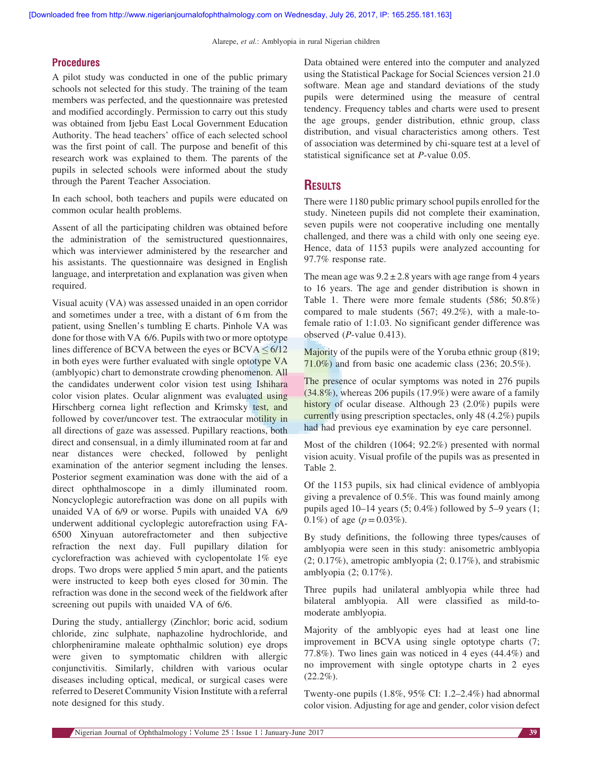## Procedures

A pilot study was conducted in one of the public primary schools not selected for this study. The training of the team members was perfected, and the questionnaire was pretested and modified accordingly. Permission to carry out this study was obtained from Ijebu East Local Government Education Authority. The head teachers' office of each selected school was the first point of call. The purpose and benefit of this research work was explained to them. The parents of the pupils in selected schools were informed about the study through the Parent Teacher Association.

In each school, both teachers and pupils were educated on common ocular health problems.

Assent of all the participating children was obtained before the administration of the semistructured questionnaires, which was interviewer administered by the researcher and his assistants. The questionnaire was designed in English language, and interpretation and explanation was given when required.

Visual acuity (VA) was assessed unaided in an open corridor and sometimes under a tree, with a distant of 6 m from the patient, using Snellen's tumbling E charts. Pinhole VA was done for those with VA 6/6. Pupils with two or more optotype lines difference of BCVA between the eyes or BCVA ≤ 6/12 in both eyes were further evaluated with single optotype VA (amblyopic) chart to demonstrate crowding phenomenon. All the candidates underwent color vision test using Ishihara color vision plates. Ocular alignment was evaluated using Hirschberg cornea light reflection and Krimsky test, and followed by cover/uncover test. The extraocular motility in all directions of gaze was assessed. Pupillary reactions, both direct and consensual, in a dimly illuminated room at far and near distances were checked, followed by penlight examination of the anterior segment including the lenses. Posterior segment examination was done with the aid of a direct ophthalmoscope in a dimly illuminated room. Noncycloplegic autorefraction was done on all pupils with unaided VA of 6/9 or worse. Pupils with unaided VA 6/9 underwent additional cycloplegic autorefraction using FA-6500 Xinyuan autorefractometer and then subjective refraction the next day. Full pupillary dilation for cyclorefraction was achieved with cyclopentolate 1% eye drops. Two drops were applied 5 min apart, and the patients were instructed to keep both eyes closed for 30 min. The refraction was done in the second week of the fieldwork after screening out pupils with unaided VA of 6/6.

During the study, antiallergy (Zinchlor; boric acid, sodium chloride, zinc sulphate, naphazoline hydrochloride, and chlorpheniramine maleate ophthalmic solution) eye drops were given to symptomatic children with allergic conjunctivitis. Similarly, children with various ocular diseases including optical, medical, or surgical cases were referred to Deseret Community Vision Institute with a referral note designed for this study.

Data obtained were entered into the computer and analyzed using the Statistical Package for Social Sciences version 21.0 software. Mean age and standard deviations of the study pupils were determined using the measure of central tendency. Frequency tables and charts were used to present the age groups, gender distribution, ethnic group, class distribution, and visual characteristics among others. Test of association was determined by chi-square test at a level of statistical significance set at *P*-value 0.05.

## Results

There were 1180 public primary school pupils enrolled for the study. Nineteen pupils did not complete their examination, seven pupils were not cooperative including one mentally challenged, and there was a child with only one seeing eye. Hence, data of 1153 pupils were analyzed accounting for 97.7% response rate.

The mean age was 9.2 ± 2.8 years with age range from 4 years to 16 years. The age and gender distribution is shown in Table 1. There were more female students (586; 50.8%) compared to male students (567; 49.2%), with a male-to-female ratio of 1:1.03. No significant gender difference was observed (*P*-value 0.413).

Majority of the pupils were of the Yoruba ethnic group (819; 71.0%) and from basic one academic class (236; 20.5%).

The presence of ocular symptoms was noted in 276 pupils (34.8%), whereas 206 pupils (17.9%) were aware of a family history of ocular disease. Although 23 (2.0%) pupils were currently using prescription spectacles, only 48 (4.2%) pupils had had previous eye examination by eye care personnel.

Most of the children (1064; 92.2%) presented with normal vision acuity. Visual profile of the pupils was as presented in Table 2.

Of the 1153 pupils, six had clinical evidence of amblyopia giving a prevalence of 0.5%. This was found mainly among pupils aged 10–14 years (5; 0.4%) followed by 5–9 years (1; 0.1%) of age ($p = 0.03\%$).

By study definitions, the following three types/causes of amblyopia were seen in this study: anisometric amblyopia (2; 0.17%), ametropic amblyopia (2; 0.17%), and strabismic amblyopia (2; 0.17%).

Three pupils had unilateral amblyopia while three had bilateral amblyopia. All were classified as mild-to-moderate amblyopia.

Majority of the amblyopic eyes had at least one line improvement in BCVA using single optotype charts (7; 77.8%). Two lines gain was noticed in 4 eyes (44.4%) and no improvement with single optotype charts in 2 eyes (22.2%).

Twenty-one pupils (1.8%, 95% CI: 1.2–2.4%) had abnormal color vision. Adjusting for age and gender, color vision defect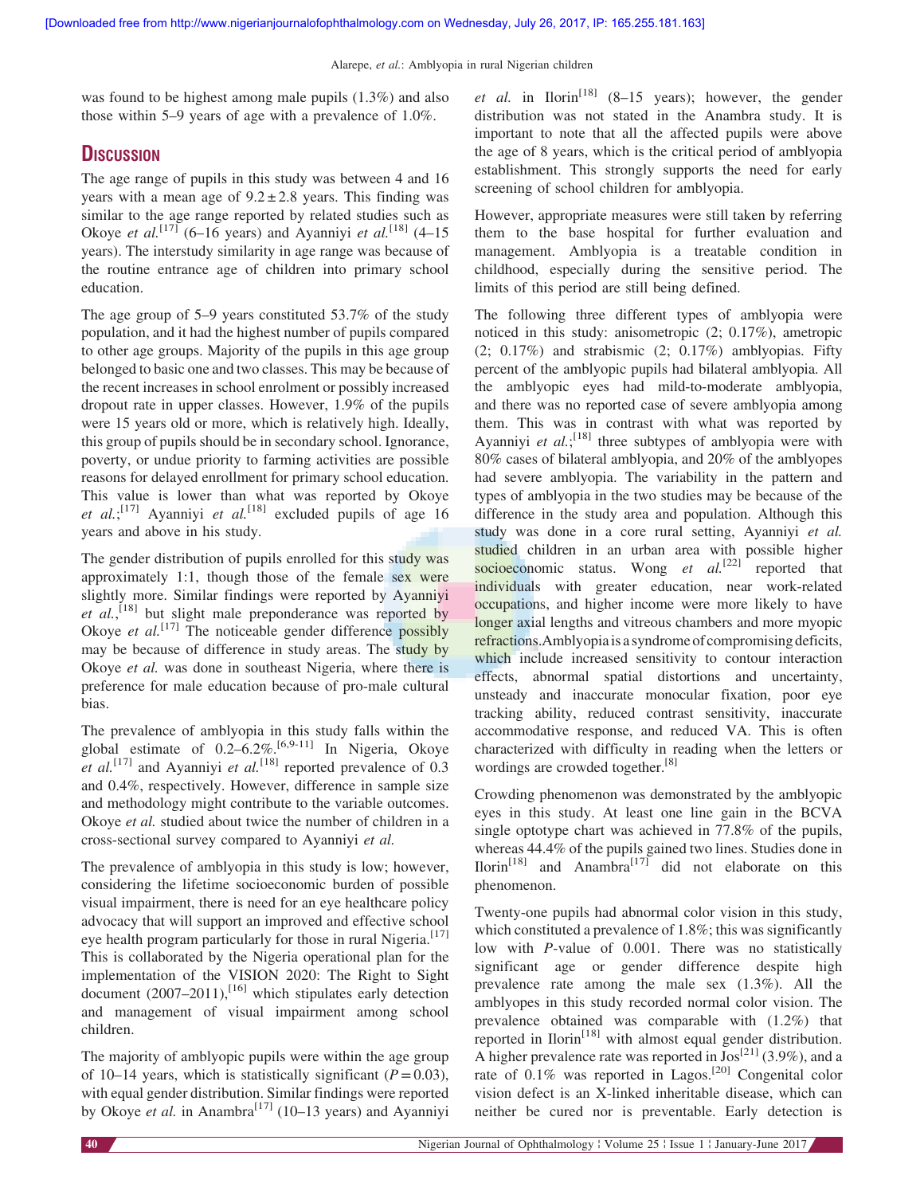was found to be highest among male pupils (1.3%) and also those within 5–9 years of age with a prevalence of 1.0%.

## Discussion

The age range of pupils in this study was between 4 and 16 years with a mean age of 9.2 ± 2.8 years. This finding was similar to the age range reported by related studies such as Okoye *et al.*[17] (6–16 years) and Ayanniyi *et al.*[18] (4–15 years). The interstudy similarity in age range was because of the routine entrance age of children into primary school education.

The age group of 5–9 years constituted 53.7% of the study population, and it had the highest number of pupils compared to other age groups. Majority of the pupils in this age group belonged to basic one and two classes. This may be because of the recent increases in school enrolment or possibly increased dropout rate in upper classes. However, 1.9% of the pupils were 15 years old or more, which is relatively high. Ideally, this group of pupils should be in secondary school. Ignorance, poverty, or undue priority to farming activities are possible reasons for delayed enrollment for primary school education. This value is lower than what was reported by Okoye *et al.*;[17] Ayanniyi *et al.*[18] excluded pupils of age 16 years and above in his study.

The gender distribution of pupils enrolled for this study was approximately 1:1, though those of the female sex were slightly more. Similar findings were reported by Ayanniyi *et al.*,[18] but slight male preponderance was reported by Okoye *et al.*[17] The noticeable gender difference possibly may be because of difference in study areas. The study by Okoye *et al.* was done in southeast Nigeria, where there is preference for male education because of pro-male cultural bias.

The prevalence of amblyopia in this study falls within the global estimate of 0.2–6.2%.[6,9-11] In Nigeria, Okoye *et al.*[17] and Ayanniyi *et al.*[18] reported prevalence of 0.3 and 0.4%, respectively. However, difference in sample size and methodology might contribute to the variable outcomes. Okoye *et al.* studied about twice the number of children in a cross-sectional survey compared to Ayanniyi *et al.*

The prevalence of amblyopia in this study is low; however, considering the lifetime socioeconomic burden of possible visual impairment, there is need for an eye healthcare policy advocacy that will support an improved and effective school eye health program particularly for those in rural Nigeria.[17] This is collaborated by the Nigeria operational plan for the implementation of the VISION 2020: The Right to Sight document (2007–2011),[16] which stipulates early detection and management of visual impairment among school children.

The majority of amblyopic pupils were within the age group of 10–14 years, which is statistically significant ($P = 0.03$), with equal gender distribution. Similar findings were reported by Okoye *et al.* in Anambra[17] (10–13 years) and Ayanniyi *et al.* in Ilorin[18] (8–15 years); however, the gender distribution was not stated in the Anambra study. It is important to note that all the affected pupils were above the age of 8 years, which is the critical period of amblyopia establishment. This strongly supports the need for early screening of school children for amblyopia.

However, appropriate measures were still taken by referring them to the base hospital for further evaluation and management. Amblyopia is a treatable condition in childhood, especially during the sensitive period. The limits of this period are still being defined.

The following three different types of amblyopia were noticed in this study: anisometropic (2; 0.17%), ametropic (2; 0.17%) and strabismic (2; 0.17%) amblyopias. Fifty percent of the amblyopic pupils had bilateral amblyopia. All the amblyopic eyes had mild-to-moderate amblyopia, and there was no reported case of severe amblyopia among them. This was in contrast with what was reported by Ayanniyi *et al.*;[18] three subtypes of amblyopia were with 80% cases of bilateral amblyopia, and 20% of the amblyopes had severe amblyopia. The variability in the pattern and types of amblyopia in the two studies may be because of the difference in the study area and population. Although this study was done in a core rural setting, Ayanniyi *et al.* studied children in an urban area with possible higher socioeconomic status. Wong *et al.*[22] reported that individuals with greater education, near work-related occupations, and higher income were more likely to have longer axial lengths and vitreous chambers and more myopic refractions. Amblyopia is a syndrome of compromising deficits, which include increased sensitivity to contour interaction effects, abnormal spatial distortions and uncertainty, unsteady and inaccurate monocular fixation, poor eye tracking ability, reduced contrast sensitivity, inaccurate accommodative response, and reduced VA. This is often characterized with difficulty in reading when the letters or wordings are crowded together.[8]

Crowding phenomenon was demonstrated by the amblyopic eyes in this study. At least one line gain in the BCVA single optotype chart was achieved in 77.8% of the pupils, whereas 44.4% of the pupils gained two lines. Studies done in Ilorin[18] and Anambra[17] did not elaborate on this phenomenon.

Twenty-one pupils had abnormal color vision in this study, which constituted a prevalence of 1.8%; this was significantly low with $P$-value of 0.001. There was no statistically significant age or gender difference despite high prevalence rate among the male sex (1.3%). All the amblyopes in this study recorded normal color vision. The prevalence obtained was comparable with (1.2%) that reported in Ilorin[18] with almost equal gender distribution. A higher prevalence rate was reported in Jos[21] (3.9%), and a rate of 0.1% was reported in Lagos.[20] Congenital color vision defect is an X-linked inheritable disease, which can neither be cured nor is preventable. Early detection is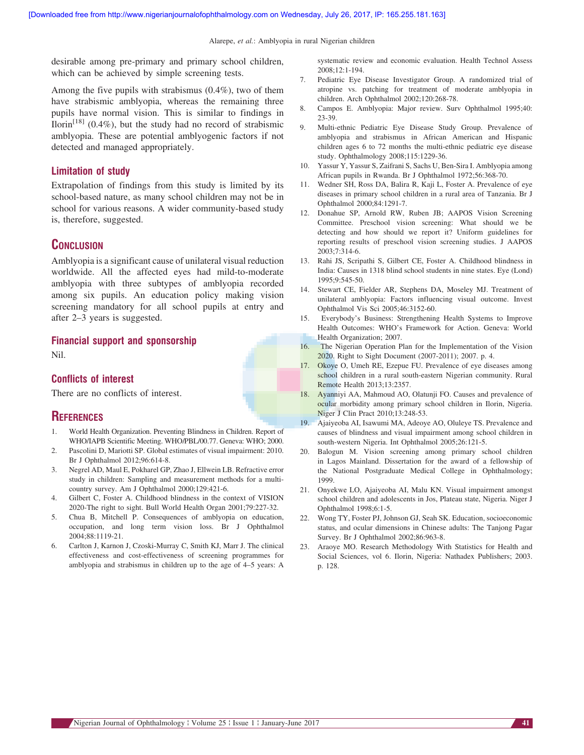desirable among pre-primary and primary school children, which can be achieved by simple screening tests.

Among the five pupils with strabismus (0.4%), two of them have strabismic amblyopia, whereas the remaining three pupils have normal vision. This is similar to findings in Ilorin[18] (0.4%), but the study had no record of strabismic amblyopia. These are potential amblyogenic factors if not detected and managed appropriately.

### Limitation of study

Extrapolation of findings from this study is limited by its school-based nature, as many school children may not be in school for various reasons. A wider community-based study is, therefore, suggested.

## Conclusion

Amblyopia is a significant cause of unilateral visual reduction worldwide. All the affected eyes had mild-to-moderate amblyopia with three subtypes of amblyopia recorded among six pupils. An education policy making vision screening mandatory for all school pupils at entry and after 2–3 years is suggested.

### Financial support and sponsorship

Nil.

### Conflicts of interest

There are no conflicts of interest.

## References

1. World Health Organization. Preventing Blindness in Children. Report of WHO/IAPB Scientific Meeting. WHO/PBL/00.77. Geneva: WHO; 2000.
2. Pascolini D, Mariotti SP. Global estimates of visual impairment: 2010. Br J Ophthalmol 2012;96:614-8.
3. Negrel AD, Maul E, Pokharel GP, Zhao J, Ellwein LB. Refractive error study in children: Sampling and measurement methods for a multi-country survey. Am J Ophthalmol 2000;129:421-6.
4. Gilbert C, Foster A. Childhood blindness in the context of VISION 2020-The right to sight. Bull World Health Organ 2001;79:227-32.
5. Chua B, Mitchell P. Consequences of amblyopia on education, occupation, and long term vision loss. Br J Ophthalmol 2004;88:1119-21.
6. Carlton J, Karnon J, Czoski-Murray C, Smith KJ, Marr J. The clinical effectiveness and cost-effectiveness of screening programmes for amblyopia and strabismus in children up to the age of 4–5 years: A systematic review and economic evaluation. Health Technol Assess 2008;12:1-194.
7. Pediatric Eye Disease Investigator Group. A randomized trial of atropine vs. patching for treatment of moderate amblyopia in children. Arch Ophthalmol 2002;120:268-78.
8. Campos E. Amblyopia: Major review. Surv Ophthalmol 1995;40: 23-39.
9. Multi-ethnic Pediatric Eye Disease Study Group. Prevalence of amblyopia and strabismus in African American and Hispanic children ages 6 to 72 months the multi-ethnic pediatric eye disease study. Ophthalmology 2008;115:1229-36.
10. Yassur Y, Yassur S, Zaifrani S, Sachs U, Ben-Sira I. Amblyopia among African pupils in Rwanda. Br J Ophthalmol 1972;56:368-70.
11. Wedner SH, Ross DA, Balira R, Kaji L, Foster A. Prevalence of eye diseases in primary school children in a rural area of Tanzania. Br J Ophthalmol 2000;84:1291-7.
12. Donahue SP, Arnold RW, Ruben JB; AAPOS Vision Screening Committee. Preschool vision screening: What should we be detecting and how should we report it? Uniform guidelines for reporting results of preschool vision screening studies. J AAPOS 2003;7:314-6.
13. Rahi JS, Scripathi S, Gilbert CE, Foster A. Childhood blindness in India: Causes in 1318 blind school students in nine states. Eye (Lond) 1995;9:545-50.
14. Stewart CE, Fielder AR, Stephens DA, Moseley MJ. Treatment of unilateral amblyopia: Factors influencing visual outcome. Invest Ophthalmol Vis Sci 2005;46:3152-60.
15. Everybody's Business: Strengthening Health Systems to Improve Health Outcomes: WHO's Framework for Action. Geneva: World Health Organization; 2007.
16. The Nigerian Operation Plan for the Implementation of the Vision 2020. Right to Sight Document (2007-2011); 2007. p. 4.
17. Okoye O, Umeh RE, Ezepue FU. Prevalence of eye diseases among school children in a rural south-eastern Nigerian community. Rural Remote Health 2013;13:2357.
18. Ayanniyi AA, Mahmoud AO, Olatunji FO. Causes and prevalence of ocular morbidity among primary school children in Ilorin, Nigeria. Niger J Clin Pract 2010;13:248-53.
19. Ajaiyeoba AI, Isawumi MA, Adeoye AO, Oluleye TS. Prevalence and causes of blindness and visual impairment among school children in south-western Nigeria. Int Ophthalmol 2005;26:121-5.
20. Balogun M. Vision screening among primary school children in Lagos Mainland. Dissertation for the award of a fellowship of the National Postgraduate Medical College in Ophthalmology; 1999.
21. Onyekwe LO, Ajaiyeoba AI, Malu KN. Visual impairment amongst school children and adolescents in Jos, Plateau state, Nigeria. Niger J Ophthalmol 1998;6:1-5.
22. Wong TY, Foster PJ, Johnson GJ, Seah SK. Education, socioeconomic status, and ocular dimensions in Chinese adults: The Tanjong Pagar Survey. Br J Ophthalmol 2002;86:963-8.
23. Araoye MO. Research Methodology With Statistics for Health and Social Sciences, vol 6. Ilorin, Nigeria: Nathadex Publishers; 2003. p. 128.